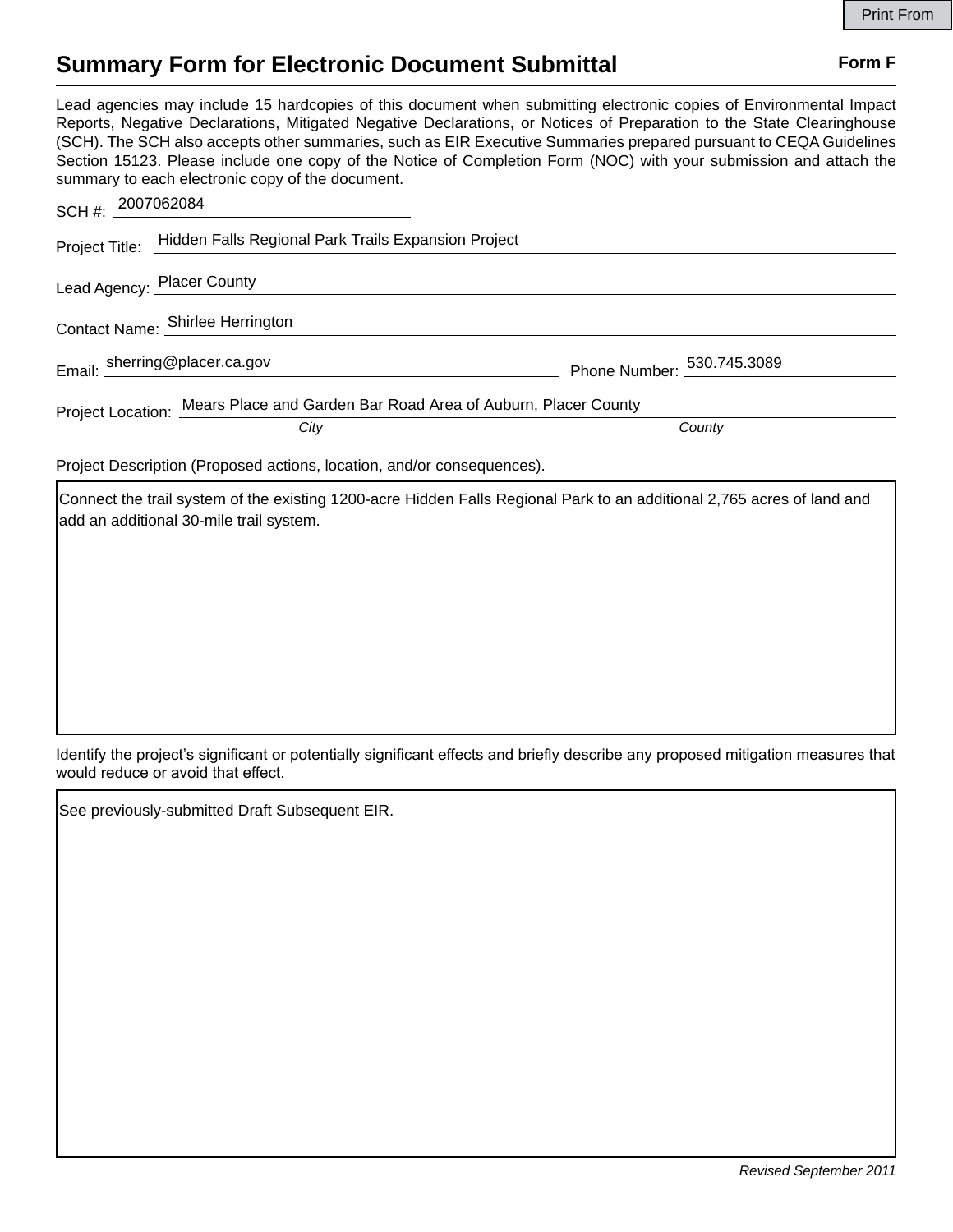Print From

# Summary Form for Electronic Document Submittal

**Form F**

Lead agencies may include 15 hardcopies of this document when submitting electronic copies of Environmental Impact Reports, Negative Declarations, Mitigated Negative Declarations, or Notices of Preparation to the State Clearinghouse (SCH). The SCH also accepts other summaries, such as EIR Executive Summaries prepared pursuant to CEQA Guidelines Section 15123. Please include one copy of the Notice of Completion Form (NOC) with your submission and attach the summary to each electronic copy of the document.

SCH #: 2007062084

Project Title: Hidden Falls Regional Park Trails Expansion Project

Lead Agency: Placer County

Contact Name: Shirlee Herrington

Email: sherring@placer.ca.gov Phone Number: 530.745.3089

Project Location: Mears Place and Garden Bar Road Area of Auburn, Placer County

*City* *County*

Project Description (Proposed actions, location, and/or consequences).

Connect the trail system of the existing 1200-acre Hidden Falls Regional Park to an additional 2,765 acres of land and add an additional 30-mile trail system.

Identify the project's significant or potentially significant effects and briefly describe any proposed mitigation measures that would reduce or avoid that effect.

See previously-submitted Draft Subsequent EIR.

*Revised September 2011*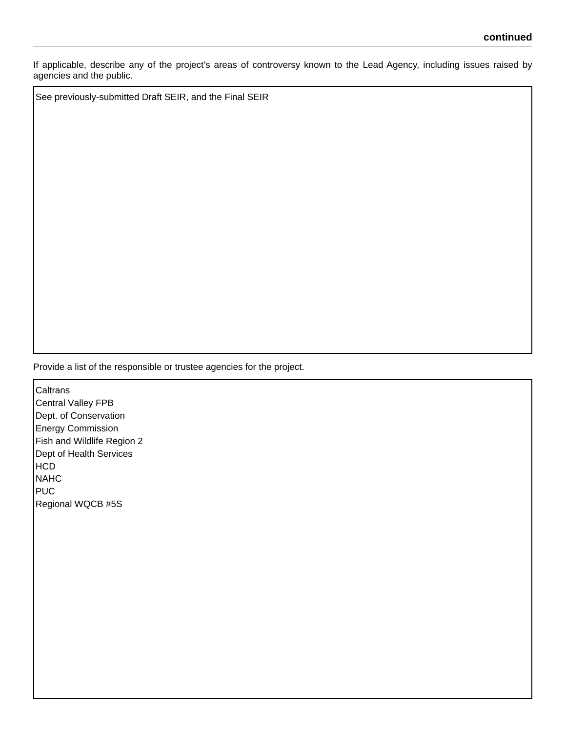**continued**

If applicable, describe any of the project's areas of controversy known to the Lead Agency, including issues raised by agencies and the public.

See previously-submitted Draft SEIR, and the Final SEIR

Provide a list of the responsible or trustee agencies for the project.

Caltrans
Central Valley FPB
Dept. of Conservation
Energy Commission
Fish and Wildlife Region 2
Dept of Health Services
HCD
NAHC
PUC
Regional WQCB #5S